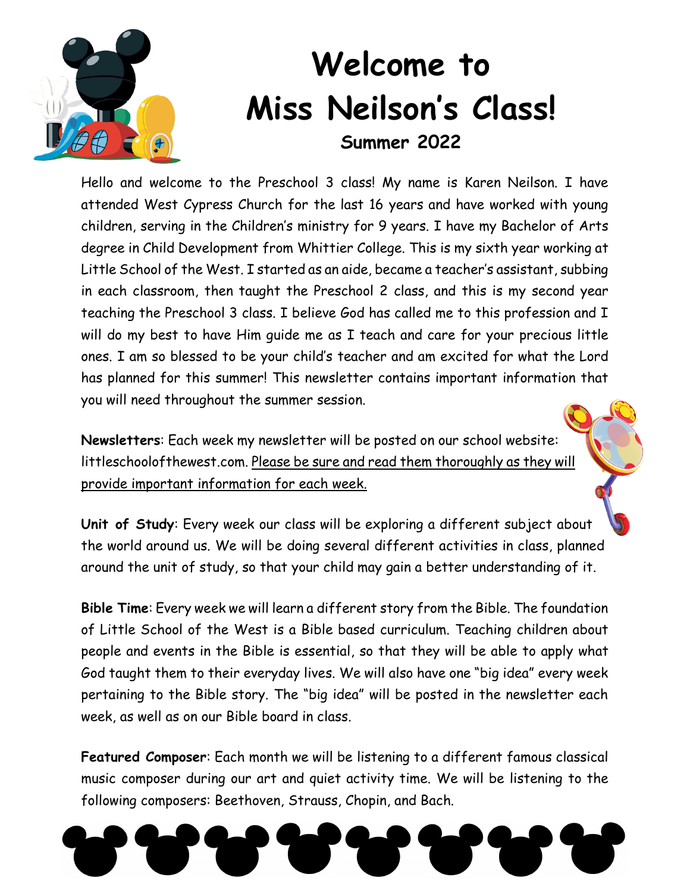# Welcome to Miss Neilson's Class!

### Summer 2022

Hello and welcome to the Preschool 3 class! My name is Karen Neilson. I have attended West Cypress Church for the last 16 years and have worked with young children, serving in the Children's ministry for 9 years. I have my Bachelor of Arts degree in Child Development from Whittier College. This is my sixth year working at Little School of the West. I started as an aide, became a teacher's assistant, subbing in each classroom, then taught the Preschool 2 class, and this is my second year teaching the Preschool 3 class. I believe God has called me to this profession and I will do my best to have Him guide me as I teach and care for your precious little ones. I am so blessed to be your child's teacher and am excited for what the Lord has planned for this summer! This newsletter contains important information that you will need throughout the summer session.

**Newsletters**: Each week my newsletter will be posted on our school website: littleschoolofthewest.com. <u>Please be sure and read them thoroughly as they will provide important information for each week.</u>

**Unit of Study**: Every week our class will be exploring a different subject about the world around us. We will be doing several different activities in class, planned around the unit of study, so that your child may gain a better understanding of it.

**Bible Time**: Every week we will learn a different story from the Bible. The foundation of Little School of the West is a Bible based curriculum. Teaching children about people and events in the Bible is essential, so that they will be able to apply what God taught them to their everyday lives. We will also have one "big idea" every week pertaining to the Bible story. The "big idea" will be posted in the newsletter each week, as well as on our Bible board in class.

**Featured Composer**: Each month we will be listening to a different famous classical music composer during our art and quiet activity time. We will be listening to the following composers: Beethoven, Strauss, Chopin, and Bach.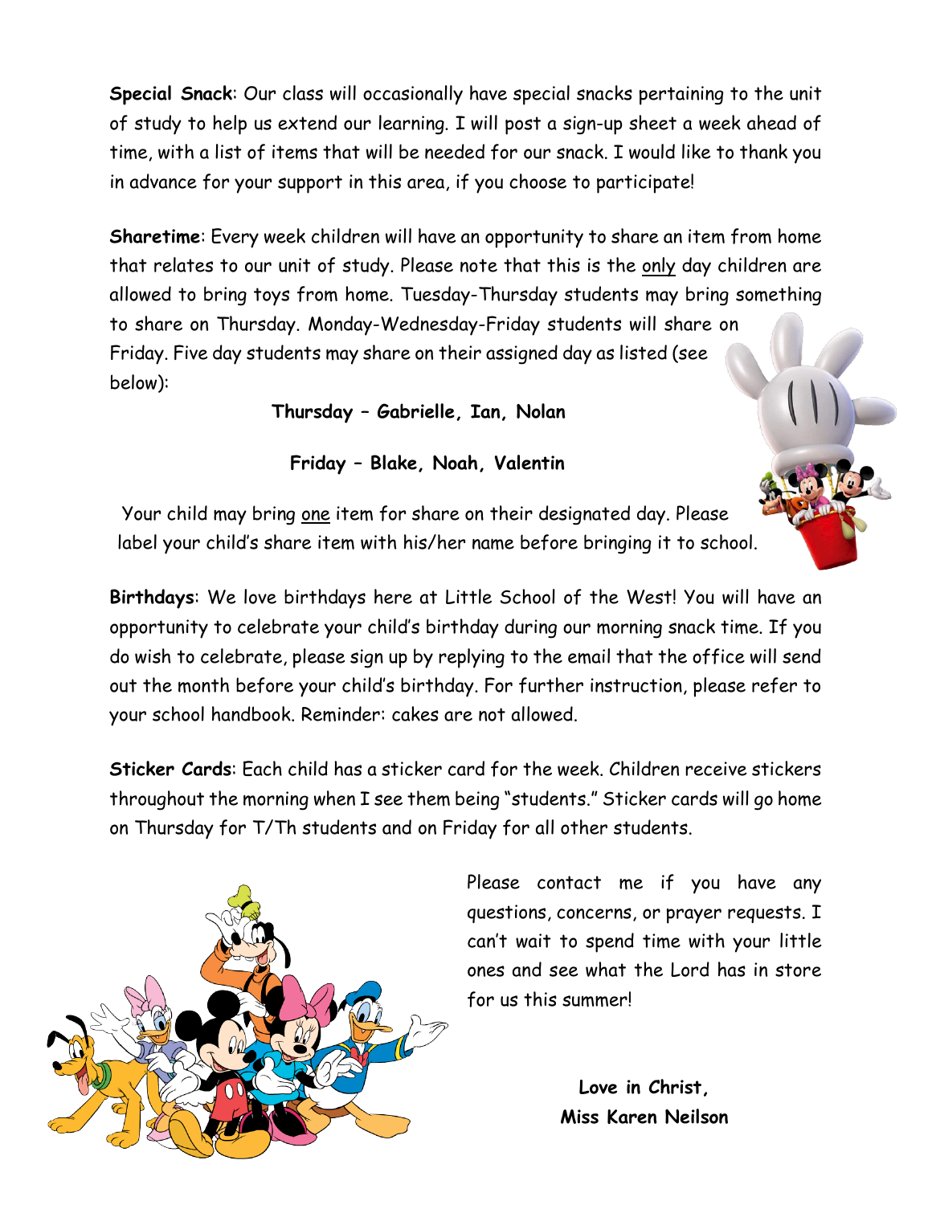**Special Snack**: Our class will occasionally have special snacks pertaining to the unit of study to help us extend our learning. I will post a sign-up sheet a week ahead of time, with a list of items that will be needed for our snack. I would like to thank you in advance for your support in this area, if you choose to participate!

**Sharetime**: Every week children will have an opportunity to share an item from home that relates to our unit of study. Please note that this is the only day children are allowed to bring toys from home. Tuesday-Thursday students may bring something to share on Thursday. Monday-Wednesday-Friday students will share on Friday. Five day students may share on their assigned day as listed (see below):

**Thursday – Gabrielle, Ian, Nolan**

**Friday – Blake, Noah, Valentin**

Your child may bring one item for share on their designated day. Please label your child's share item with his/her name before bringing it to school.

**Birthdays**: We love birthdays here at Little School of the West! You will have an opportunity to celebrate your child's birthday during our morning snack time. If you do wish to celebrate, please sign up by replying to the email that the office will send out the month before your child's birthday. For further instruction, please refer to your school handbook. Reminder: cakes are not allowed.

**Sticker Cards**: Each child has a sticker card for the week. Children receive stickers throughout the morning when I see them being "students." Sticker cards will go home on Thursday for T/Th students and on Friday for all other students.

Please contact me if you have any questions, concerns, or prayer requests. I can't wait to spend time with your little ones and see what the Lord has in store for us this summer!

**Love in Christ,**
**Miss Karen Neilson**